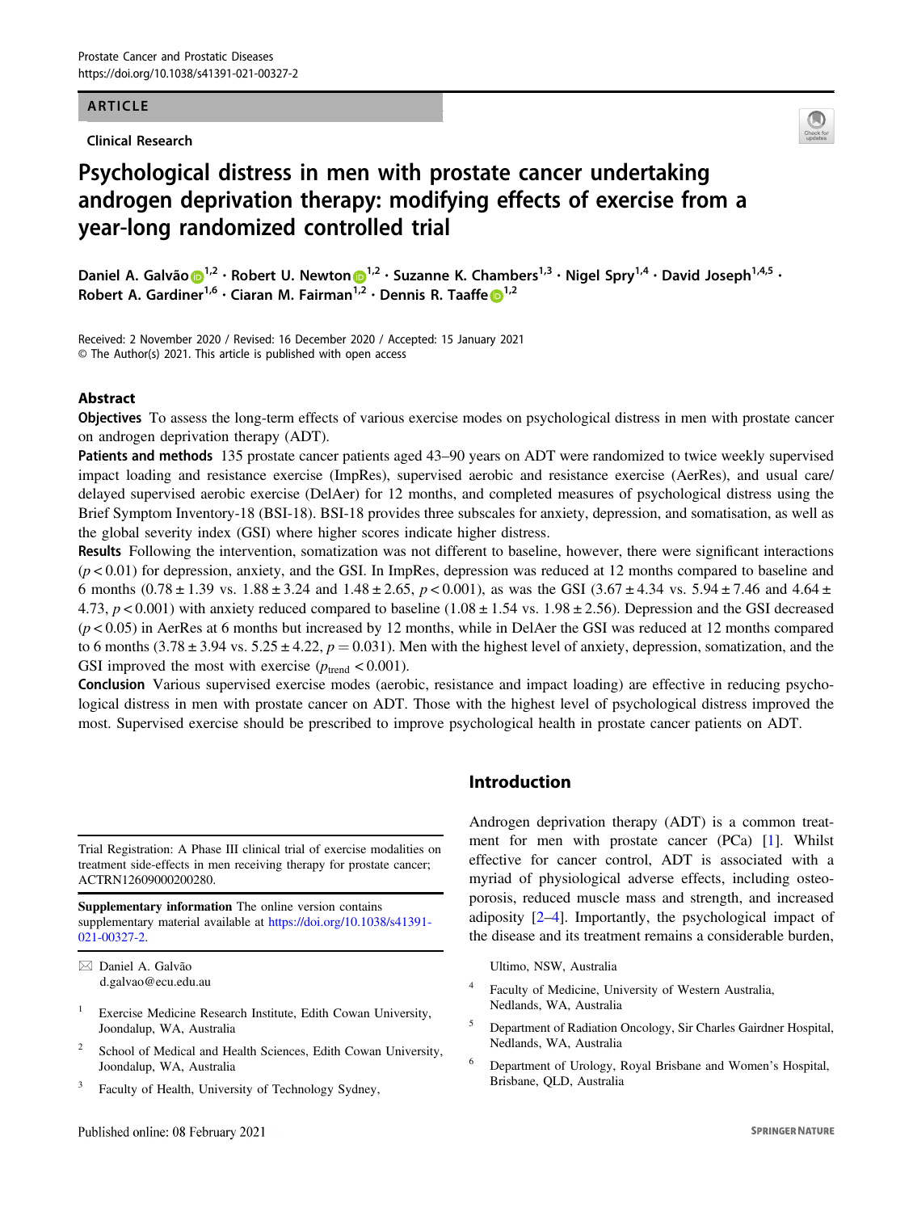ARTICLE

Clinical Research

# Psychological distress in men with prostate cancer undertaking androgen deprivation therapy: modifying effects of exercise from a year-long randomized controlled trial

Daniel A. Galvão[1,2] · Robert U. Newton[1,2] · Suzanne K. Chambers[1,3] · Nigel Spry[1,4] · David Joseph[1,4,5] · Robert A. Gardiner[1,6] · Ciaran M. Fairman[1,2] · Dennis R. Taaffe[1,2]

Received: 2 November 2020 / Revised: 16 December 2020 / Accepted: 15 January 2021
© The Author(s) 2021. This article is published with open access

## Abstract

**Objectives** To assess the long-term effects of various exercise modes on psychological distress in men with prostate cancer on androgen deprivation therapy (ADT).

**Patients and methods** 135 prostate cancer patients aged 43–90 years on ADT were randomized to twice weekly supervised impact loading and resistance exercise (ImpRes), supervised aerobic and resistance exercise (AerRes), and usual care/delayed supervised aerobic exercise (DelAer) for 12 months, and completed measures of psychological distress using the Brief Symptom Inventory-18 (BSI-18). BSI-18 provides three subscales for anxiety, depression, and somatisation, as well as the global severity index (GSI) where higher scores indicate higher distress.

**Results** Following the intervention, somatization was not different to baseline, however, there were significant interactions ($p < 0.01$) for depression, anxiety, and the GSI. In ImpRes, depression was reduced at 12 months compared to baseline and 6 months ($0.78 \pm 1.39$ vs. $1.88 \pm 3.24$ and $1.48 \pm 2.65$, $p < 0.001$), as was the GSI ($3.67 \pm 4.34$ vs. $5.94 \pm 7.46$ and $4.64 \pm 4.73$, $p < 0.001$) with anxiety reduced compared to baseline ($1.08 \pm 1.54$ vs. $1.98 \pm 2.56$). Depression and the GSI decreased ($p < 0.05$) in AerRes at 6 months but increased by 12 months, while in DelAer the GSI was reduced at 12 months compared to 6 months ($3.78 \pm 3.94$ vs. $5.25 \pm 4.22$, $p = 0.031$). Men with the highest level of anxiety, depression, somatization, and the GSI improved the most with exercise ($p_{trend} < 0.001$).

**Conclusion** Various supervised exercise modes (aerobic, resistance and impact loading) are effective in reducing psychological distress in men with prostate cancer on ADT. Those with the highest level of psychological distress improved the most. Supervised exercise should be prescribed to improve psychological health in prostate cancer patients on ADT.

Trial Registration: A Phase III clinical trial of exercise modalities on treatment side-effects in men receiving therapy for prostate cancer; ACTRN12609000200280.

**Supplementary information** The online version contains supplementary material available at https://doi.org/10.1038/s41391-021-00327-2.

✉ Daniel A. Galvão
d.galvao@ecu.edu.au

1 Exercise Medicine Research Institute, Edith Cowan University, Joondalup, WA, Australia

2 School of Medical and Health Sciences, Edith Cowan University, Joondalup, WA, Australia

3 Faculty of Health, University of Technology Sydney, Ultimo, NSW, Australia

4 Faculty of Medicine, University of Western Australia, Nedlands, WA, Australia

5 Department of Radiation Oncology, Sir Charles Gairdner Hospital, Nedlands, WA, Australia

6 Department of Urology, Royal Brisbane and Women's Hospital, Brisbane, QLD, Australia

## Introduction

Androgen deprivation therapy (ADT) is a common treatment for men with prostate cancer (PCa) [1]. Whilst effective for cancer control, ADT is associated with a myriad of physiological adverse effects, including osteoporosis, reduced muscle mass and strength, and increased adiposity [2–4]. Importantly, the psychological impact of the disease and its treatment remains a considerable burden,

Published online: 08 February 2021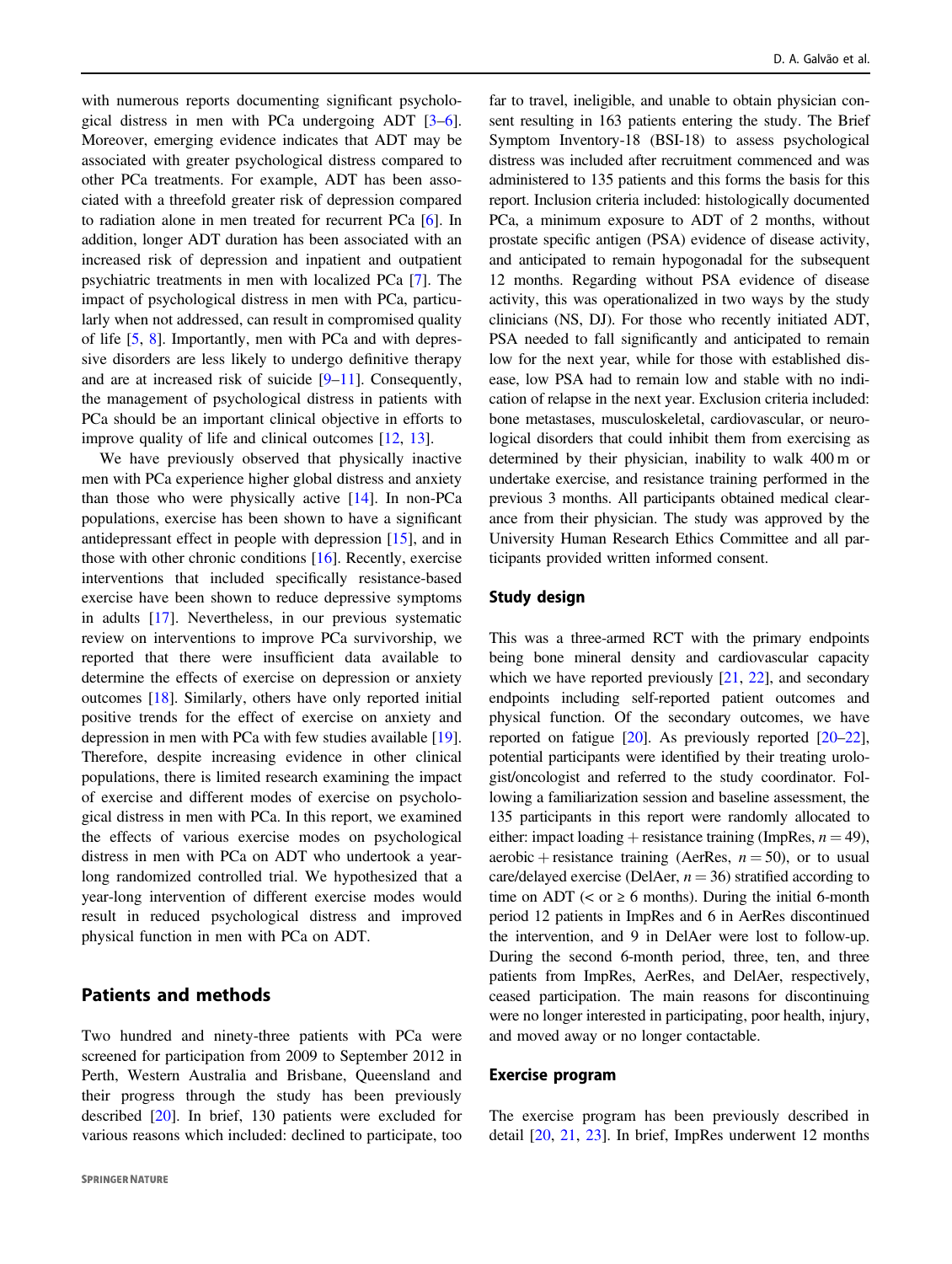with numerous reports documenting significant psychological distress in men with PCa undergoing ADT [3–6]. Moreover, emerging evidence indicates that ADT may be associated with greater psychological distress compared to other PCa treatments. For example, ADT has been associated with a threefold greater risk of depression compared to radiation alone in men treated for recurrent PCa [6]. In addition, longer ADT duration has been associated with an increased risk of depression and inpatient and outpatient psychiatric treatments in men with localized PCa [7]. The impact of psychological distress in men with PCa, particularly when not addressed, can result in compromised quality of life [5, 8]. Importantly, men with PCa and with depressive disorders are less likely to undergo definitive therapy and are at increased risk of suicide [9–11]. Consequently, the management of psychological distress in patients with PCa should be an important clinical objective in efforts to improve quality of life and clinical outcomes [12, 13].

We have previously observed that physically inactive men with PCa experience higher global distress and anxiety than those who were physically active [14]. In non-PCa populations, exercise has been shown to have a significant antidepressant effect in people with depression [15], and in those with other chronic conditions [16]. Recently, exercise interventions that included specifically resistance-based exercise have been shown to reduce depressive symptoms in adults [17]. Nevertheless, in our previous systematic review on interventions to improve PCa survivorship, we reported that there were insufficient data available to determine the effects of exercise on depression or anxiety outcomes [18]. Similarly, others have only reported initial positive trends for the effect of exercise on anxiety and depression in men with PCa with few studies available [19]. Therefore, despite increasing evidence in other clinical populations, there is limited research examining the impact of exercise and different modes of exercise on psychological distress in men with PCa. In this report, we examined the effects of various exercise modes on psychological distress in men with PCa on ADT who undertook a year-long randomized controlled trial. We hypothesized that a year-long intervention of different exercise modes would result in reduced psychological distress and improved physical function in men with PCa on ADT.

## Patients and methods

Two hundred and ninety-three patients with PCa were screened for participation from 2009 to September 2012 in Perth, Western Australia and Brisbane, Queensland and their progress through the study has been previously described [20]. In brief, 130 patients were excluded for various reasons which included: declined to participate, too far to travel, ineligible, and unable to obtain physician consent resulting in 163 patients entering the study. The Brief Symptom Inventory-18 (BSI-18) to assess psychological distress was included after recruitment commenced and was administered to 135 patients and this forms the basis for this report. Inclusion criteria included: histologically documented PCa, a minimum exposure to ADT of 2 months, without prostate specific antigen (PSA) evidence of disease activity, and anticipated to remain hypogonadal for the subsequent 12 months. Regarding without PSA evidence of disease activity, this was operationalized in two ways by the study clinicians (NS, DJ). For those who recently initiated ADT, PSA needed to fall significantly and anticipated to remain low for the next year, while for those with established disease, low PSA had to remain low and stable with no indication of relapse in the next year. Exclusion criteria included: bone metastases, musculoskeletal, cardiovascular, or neurological disorders that could inhibit them from exercising as determined by their physician, inability to walk 400 m or undertake exercise, and resistance training performed in the previous 3 months. All participants obtained medical clearance from their physician. The study was approved by the University Human Research Ethics Committee and all participants provided written informed consent.

### Study design

This was a three-armed RCT with the primary endpoints being bone mineral density and cardiovascular capacity which we have reported previously [21, 22], and secondary endpoints including self-reported patient outcomes and physical function. Of the secondary outcomes, we have reported on fatigue [20]. As previously reported [20–22], potential participants were identified by their treating urologist/oncologist and referred to the study coordinator. Following a familiarization session and baseline assessment, the 135 participants in this report were randomly allocated to either: impact loading + resistance training (ImpRes, $n = 49$), aerobic + resistance training (AerRes, $n = 50$), or to usual care/delayed exercise (DelAer, $n = 36$) stratified according to time on ADT (< or ≥ 6 months). During the initial 6-month period 12 patients in ImpRes and 6 in AerRes discontinued the intervention, and 9 in DelAer were lost to follow-up. During the second 6-month period, three, ten, and three patients from ImpRes, AerRes, and DelAer, respectively, ceased participation. The main reasons for discontinuing were no longer interested in participating, poor health, injury, and moved away or no longer contactable.

### Exercise program

The exercise program has been previously described in detail [20, 21, 23]. In brief, ImpRes underwent 12 months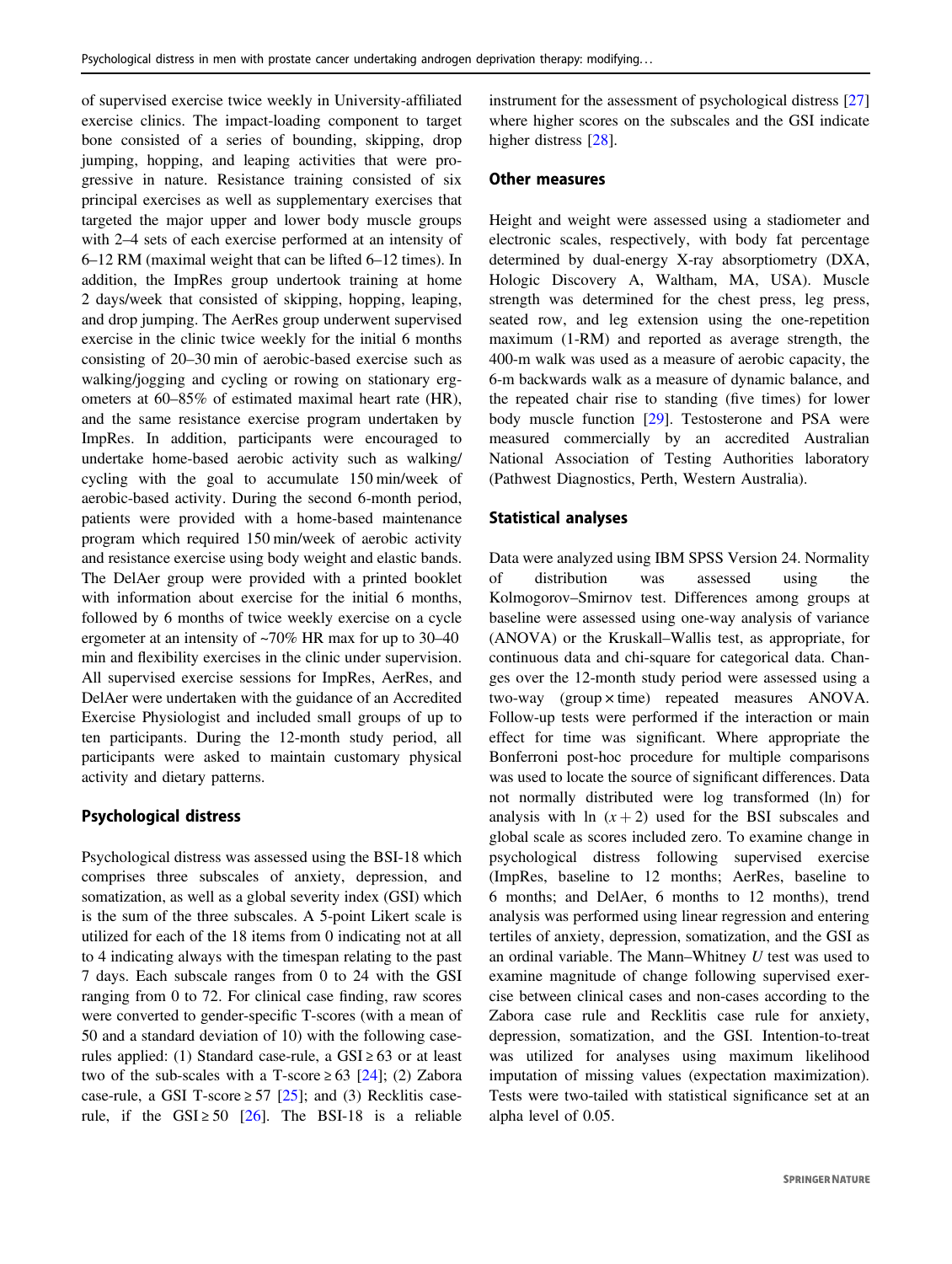of supervised exercise twice weekly in University-affiliated exercise clinics. The impact-loading component to target bone consisted of a series of bounding, skipping, drop jumping, hopping, and leaping activities that were progressive in nature. Resistance training consisted of six principal exercises as well as supplementary exercises that targeted the major upper and lower body muscle groups with 2–4 sets of each exercise performed at an intensity of 6–12 RM (maximal weight that can be lifted 6–12 times). In addition, the ImpRes group undertook training at home 2 days/week that consisted of skipping, hopping, leaping, and drop jumping. The AerRes group underwent supervised exercise in the clinic twice weekly for the initial 6 months consisting of 20–30 min of aerobic-based exercise such as walking/jogging and cycling or rowing on stationary ergometers at 60–85% of estimated maximal heart rate (HR), and the same resistance exercise program undertaken by ImpRes. In addition, participants were encouraged to undertake home-based aerobic activity such as walking/cycling with the goal to accumulate 150 min/week of aerobic-based activity. During the second 6-month period, patients were provided with a home-based maintenance program which required 150 min/week of aerobic activity and resistance exercise using body weight and elastic bands. The DelAer group were provided with a printed booklet with information about exercise for the initial 6 months, followed by 6 months of twice weekly exercise on a cycle ergometer at an intensity of ~70% HR max for up to 30–40 min and flexibility exercises in the clinic under supervision. All supervised exercise sessions for ImpRes, AerRes, and DelAer were undertaken with the guidance of an Accredited Exercise Physiologist and included small groups of up to ten participants. During the 12-month study period, all participants were asked to maintain customary physical activity and dietary patterns.

## Psychological distress

Psychological distress was assessed using the BSI-18 which comprises three subscales of anxiety, depression, and somatization, as well as a global severity index (GSI) which is the sum of the three subscales. A 5-point Likert scale is utilized for each of the 18 items from 0 indicating not at all to 4 indicating always with the timespan relating to the past 7 days. Each subscale ranges from 0 to 24 with the GSI ranging from 0 to 72. For clinical case finding, raw scores were converted to gender-specific T-scores (with a mean of 50 and a standard deviation of 10) with the following case-rules applied: (1) Standard case-rule, a GSI ≥ 63 or at least two of the sub-scales with a T-score ≥ 63 [24]; (2) Zabora case-rule, a GSI T-score ≥ 57 [25]; and (3) Recklitis case-rule, if the GSI ≥ 50 [26]. The BSI-18 is a reliable instrument for the assessment of psychological distress [27] where higher scores on the subscales and the GSI indicate higher distress [28].

## Other measures

Height and weight were assessed using a stadiometer and electronic scales, respectively, with body fat percentage determined by dual-energy X-ray absorptiometry (DXA, Hologic Discovery A, Waltham, MA, USA). Muscle strength was determined for the chest press, leg press, seated row, and leg extension using the one-repetition maximum (1-RM) and reported as average strength, the 400-m walk was used as a measure of aerobic capacity, the 6-m backwards walk as a measure of dynamic balance, and the repeated chair rise to standing (five times) for lower body muscle function [29]. Testosterone and PSA were measured commercially by an accredited Australian National Association of Testing Authorities laboratory (Pathwest Diagnostics, Perth, Western Australia).

## Statistical analyses

Data were analyzed using IBM SPSS Version 24. Normality of distribution was assessed using the Kolmogorov–Smirnov test. Differences among groups at baseline were assessed using one-way analysis of variance (ANOVA) or the Kruskall–Wallis test, as appropriate, for continuous data and chi-square for categorical data. Changes over the 12-month study period were assessed using a two-way (group × time) repeated measures ANOVA. Follow-up tests were performed if the interaction or main effect for time was significant. Where appropriate the Bonferroni post-hoc procedure for multiple comparisons was used to locate the source of significant differences. Data not normally distributed were log transformed (ln) for analysis with $\ln\,(x+2)$ used for the BSI subscales and global scale as scores included zero. To examine change in psychological distress following supervised exercise (ImpRes, baseline to 12 months; AerRes, baseline to 6 months; and DelAer, 6 months to 12 months), trend analysis was performed using linear regression and entering tertiles of anxiety, depression, somatization, and the GSI as an ordinal variable. The Mann–Whitney *U* test was used to examine magnitude of change following supervised exercise between clinical cases and non-cases according to the Zabora case rule and Recklitis case rule for anxiety, depression, somatization, and the GSI. Intention-to-treat was utilized for analyses using maximum likelihood imputation of missing values (expectation maximization). Tests were two-tailed with statistical significance set at an alpha level of 0.05.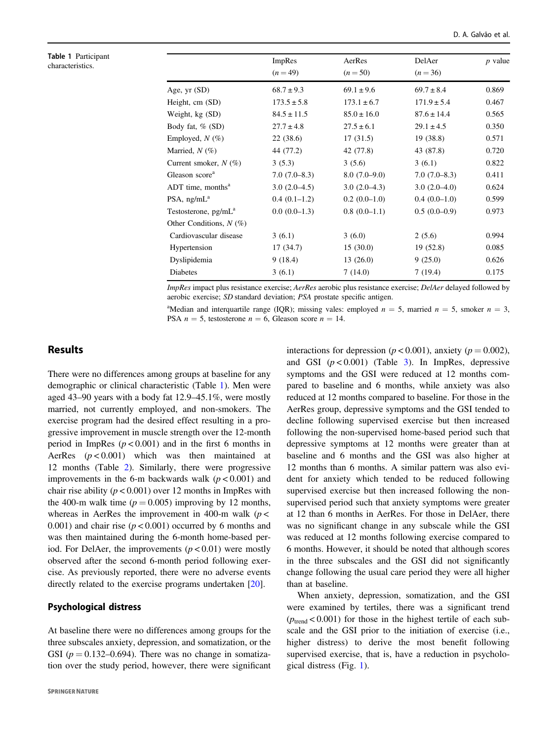**Table 1** Participant characteristics.

| | ImpRes ($n = 49$) | AerRes ($n = 50$) | DelAer ($n = 36$) | *p* value |
|---|---|---|---|---|
| Age, yr (SD) | 68.7 ± 9.3 | 69.1 ± 9.6 | 69.7 ± 8.4 | 0.869 |
| Height, cm (SD) | 173.5 ± 5.8 | 173.1 ± 6.7 | 171.9 ± 5.4 | 0.467 |
| Weight, kg (SD) | 84.5 ± 11.5 | 85.0 ± 16.0 | 87.6 ± 14.4 | 0.565 |
| Body fat, % (SD) | 27.7 ± 4.8 | 27.5 ± 6.1 | 29.1 ± 4.5 | 0.350 |
| Employed, *N* (%) | 22 (38.6) | 17 (31.5) | 19 (38.8) | 0.571 |
| Married, *N* (%) | 44 (77.2) | 42 (77.8) | 43 (87.8) | 0.720 |
| Current smoker, *N* (%) | 3 (5.3) | 3 (5.6) | 3 (6.1) | 0.822 |
| Gleason score[a] | 7.0 (7.0–8.3) | 8.0 (7.0–9.0) | 7.0 (7.0–8.3) | 0.411 |
| ADT time, months[a] | 3.0 (2.0–4.5) | 3.0 (2.0–4.3) | 3.0 (2.0–4.0) | 0.624 |
| PSA, ng/mL[a] | 0.4 (0.1–1.2) | 0.2 (0.0–1.0) | 0.4 (0.0–1.0) | 0.599 |
| Testosterone, pg/mL[a] | 0.0 (0.0–1.3) | 0.8 (0.0–1.1) | 0.5 (0.0–0.9) | 0.973 |
| Other Conditions, *N* (%) | | | | |
| Cardiovascular disease | 3 (6.1) | 3 (6.0) | 2 (5.6) | 0.994 |
| Hypertension | 17 (34.7) | 15 (30.0) | 19 (52.8) | 0.085 |
| Dyslipidemia | 9 (18.4) | 13 (26.0) | 9 (25.0) | 0.626 |
| Diabetes | 3 (6.1) | 7 (14.0) | 7 (19.4) | 0.175 |

*ImpRes* impact plus resistance exercise; *AerRes* aerobic plus resistance exercise; *DelAer* delayed followed by aerobic exercise; *SD* standard deviation; *PSA* prostate specific antigen.

[a]Median and interquartile range (IQR); missing vales: employed $n = 5$, married $n = 5$, smoker $n = 3$, PSA $n = 5$, testosterone $n = 6$, Gleason score $n = 14$.

## Results

There were no differences among groups at baseline for any demographic or clinical characteristic (Table 1). Men were aged 43–90 years with a body fat 12.9–45.1%, were mostly married, not currently employed, and non-smokers. The exercise program had the desired effect resulting in a progressive improvement in muscle strength over the 12-month period in ImpRes ($p < 0.001$) and in the first 6 months in AerRes ($p < 0.001$) which was then maintained at 12 months (Table 2). Similarly, there were progressive improvements in the 6-m backwards walk ($p < 0.001$) and chair rise ability ($p < 0.001$) over 12 months in ImpRes with the 400-m walk time ($p = 0.005$) improving by 12 months, whereas in AerRes the improvement in 400-m walk ($p < 0.001$) and chair rise ($p < 0.001$) occurred by 6 months and was then maintained during the 6-month home-based period. For DelAer, the improvements ($p < 0.01$) were mostly observed after the second 6-month period following exercise. As previously reported, there were no adverse events directly related to the exercise programs undertaken [20].

### Psychological distress

At baseline there were no differences among groups for the three subscales anxiety, depression, and somatization, or the GSI ($p = 0.132$–$0.694$). There was no change in somatization over the study period, however, there were significant interactions for depression ($p < 0.001$), anxiety ($p = 0.002$), and GSI ($p < 0.001$) (Table 3). In ImpRes, depressive symptoms and the GSI were reduced at 12 months compared to baseline and 6 months, while anxiety was also reduced at 12 months compared to baseline. For those in the AerRes group, depressive symptoms and the GSI tended to decline following supervised exercise but then increased following the non-supervised home-based period such that depressive symptoms at 12 months were greater than at baseline and 6 months and the GSI was also higher at 12 months than 6 months. A similar pattern was also evident for anxiety which tended to be reduced following supervised exercise but then increased following the non-supervised period such that anxiety symptoms were greater at 12 than 6 months in AerRes. For those in DelAer, there was no significant change in any subscale while the GSI was reduced at 12 months following exercise compared to 6 months. However, it should be noted that although scores in the three subscales and the GSI did not significantly change following the usual care period they were all higher than at baseline.

When anxiety, depression, somatization, and the GSI were examined by tertiles, there was a significant trend ($p_{trend} < 0.001$) for those in the highest tertile of each subscale and the GSI prior to the initiation of exercise (i.e., higher distress) to derive the most benefit following supervised exercise, that is, have a reduction in psychological distress (Fig. 1).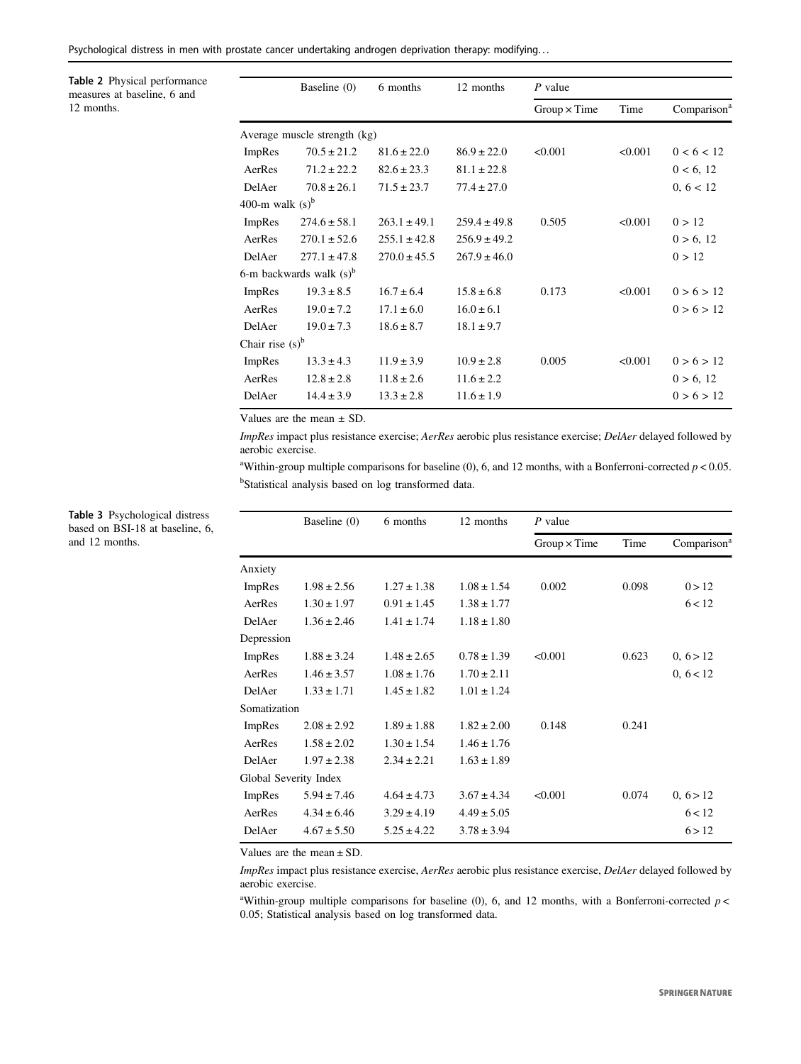**Table 2** Physical performance measures at baseline, 6 and 12 months.

| | Baseline (0) | 6 months | 12 months | *P* value | | |
|---|---|---|---|---|---|---|
| | | | | Group × Time | Time | Comparison[a] |
| Average muscle strength (kg) | | | | | | |
| ImpRes | 70.5 ± 21.2 | 81.6 ± 22.0 | 86.9 ± 22.0 | <0.001 | <0.001 | 0 < 6 < 12 |
| AerRes | 71.2 ± 22.2 | 82.6 ± 23.3 | 81.1 ± 22.8 | | | 0 < 6, 12 |
| DelAer | 70.8 ± 26.1 | 71.5 ± 23.7 | 77.4 ± 27.0 | | | 0, 6 < 12 |
| 400-m walk (s)[b] | | | | | | |
| ImpRes | 274.6 ± 58.1 | 263.1 ± 49.1 | 259.4 ± 49.8 | 0.505 | <0.001 | 0 > 12 |
| AerRes | 270.1 ± 52.6 | 255.1 ± 42.8 | 256.9 ± 49.2 | | | 0 > 6, 12 |
| DelAer | 277.1 ± 47.8 | 270.0 ± 45.5 | 267.9 ± 46.0 | | | 0 > 12 |
| 6-m backwards walk (s)[b] | | | | | | |
| ImpRes | 19.3 ± 8.5 | 16.7 ± 6.4 | 15.8 ± 6.8 | 0.173 | <0.001 | 0 > 6 > 12 |
| AerRes | 19.0 ± 7.2 | 17.1 ± 6.0 | 16.0 ± 6.1 | | | 0 > 6 > 12 |
| DelAer | 19.0 ± 7.3 | 18.6 ± 8.7 | 18.1 ± 9.7 | | | |
| Chair rise (s)[b] | | | | | | |
| ImpRes | 13.3 ± 4.3 | 11.9 ± 3.9 | 10.9 ± 2.8 | 0.005 | <0.001 | 0 > 6 > 12 |
| AerRes | 12.8 ± 2.8 | 11.8 ± 2.6 | 11.6 ± 2.2 | | | 0 > 6, 12 |
| DelAer | 14.4 ± 3.9 | 13.3 ± 2.8 | 11.6 ± 1.9 | | | 0 > 6 > 12 |

Values are the mean ± SD.

*ImpRes* impact plus resistance exercise; *AerRes* aerobic plus resistance exercise; *DelAer* delayed followed by aerobic exercise.

[a]Within-group multiple comparisons for baseline (0), 6, and 12 months, with a Bonferroni-corrected $p < 0.05$.

[b]Statistical analysis based on log transformed data.

**Table 3** Psychological distress based on BSI-18 at baseline, 6, and 12 months.

| | Baseline (0) | 6 months | 12 months | *P* value | | |
|---|---|---|---|---|---|---|
| | | | | Group × Time | Time | Comparison[a] |
| Anxiety | | | | | | |
| ImpRes | 1.98 ± 2.56 | 1.27 ± 1.38 | 1.08 ± 1.54 | 0.002 | 0.098 | 0 > 12 |
| AerRes | 1.30 ± 1.97 | 0.91 ± 1.45 | 1.38 ± 1.77 | | | 6 < 12 |
| DelAer | 1.36 ± 2.46 | 1.41 ± 1.74 | 1.18 ± 1.80 | | | |
| Depression | | | | | | |
| ImpRes | 1.88 ± 3.24 | 1.48 ± 2.65 | 0.78 ± 1.39 | <0.001 | 0.623 | 0, 6 > 12 |
| AerRes | 1.46 ± 3.57 | 1.08 ± 1.76 | 1.70 ± 2.11 | | | 0, 6 < 12 |
| DelAer | 1.33 ± 1.71 | 1.45 ± 1.82 | 1.01 ± 1.24 | | | |
| Somatization | | | | | | |
| ImpRes | 2.08 ± 2.92 | 1.89 ± 1.88 | 1.82 ± 2.00 | 0.148 | 0.241 | |
| AerRes | 1.58 ± 2.02 | 1.30 ± 1.54 | 1.46 ± 1.76 | | | |
| DelAer | 1.97 ± 2.38 | 2.34 ± 2.21 | 1.63 ± 1.89 | | | |
| Global Severity Index | | | | | | |
| ImpRes | 5.94 ± 7.46 | 4.64 ± 4.73 | 3.67 ± 4.34 | <0.001 | 0.074 | 0, 6 > 12 |
| AerRes | 4.34 ± 6.46 | 3.29 ± 4.19 | 4.49 ± 5.05 | | | 6 < 12 |
| DelAer | 4.67 ± 5.50 | 5.25 ± 4.22 | 3.78 ± 3.94 | | | 6 > 12 |

Values are the mean ± SD.

*ImpRes* impact plus resistance exercise, *AerRes* aerobic plus resistance exercise, *DelAer* delayed followed by aerobic exercise.

[a]Within-group multiple comparisons for baseline (0), 6, and 12 months, with a Bonferroni-corrected $p < 0.05$; Statistical analysis based on log transformed data.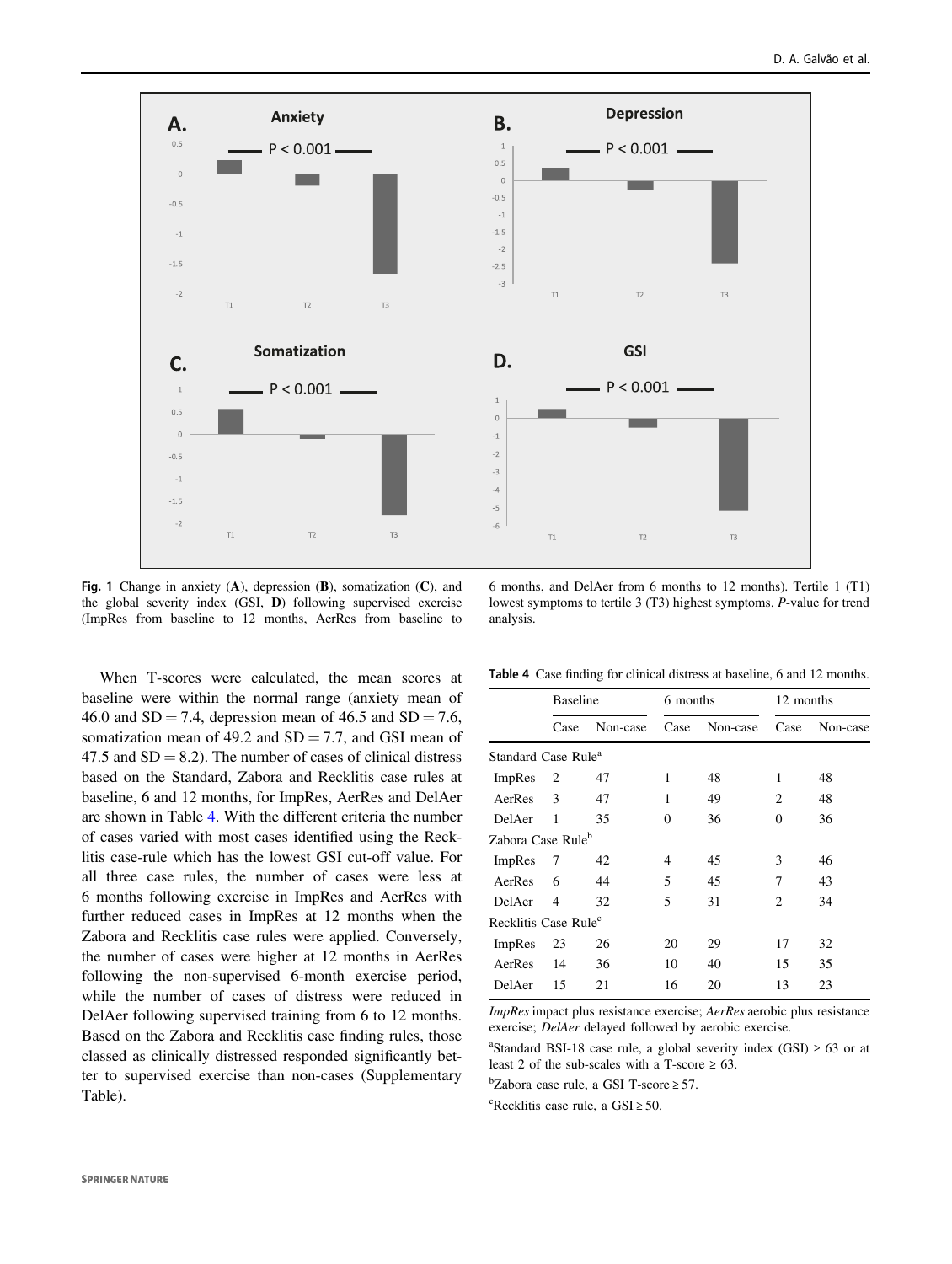Fig. 1 Change in anxiety (**A**), depression (**B**), somatization (**C**), and the global severity index (GSI, **D**) following supervised exercise (ImpRes from baseline to 12 months, AerRes from baseline to 6 months, and DelAer from 6 months to 12 months). Tertile 1 (T1) lowest symptoms to tertile 3 (T3) highest symptoms. *P*-value for trend analysis.

When T-scores were calculated, the mean scores at baseline were within the normal range (anxiety mean of 46.0 and SD = 7.4, depression mean of 46.5 and SD = 7.6, somatization mean of 49.2 and SD = 7.7, and GSI mean of 47.5 and SD = 8.2). The number of cases of clinical distress based on the Standard, Zabora and Recklitis case rules at baseline, 6 and 12 months, for ImpRes, AerRes and DelAer are shown in Table 4. With the different criteria the number of cases varied with most cases identified using the Recklitis case-rule which has the lowest GSI cut-off value. For all three case rules, the number of cases were less at 6 months following exercise in ImpRes and AerRes with further reduced cases in ImpRes at 12 months when the Zabora and Recklitis case rules were applied. Conversely, the number of cases were higher at 12 months in AerRes following the non-supervised 6-month exercise period, while the number of cases of distress were reduced in DelAer following supervised training from 6 to 12 months. Based on the Zabora and Recklitis case finding rules, those classed as clinically distressed responded significantly better to supervised exercise than non-cases (Supplementary Table).

**Table 4** Case finding for clinical distress at baseline, 6 and 12 months.

| | Baseline | | 6 months | | 12 months | |
|---|---|---|---|---|---|---|
| | Case | Non-case | Case | Non-case | Case | Non-case |
| Standard Case Rule[a] | | | | | | |
| ImpRes | 2 | 47 | 1 | 48 | 1 | 48 |
| AerRes | 3 | 47 | 1 | 49 | 2 | 48 |
| DelAer | 1 | 35 | 0 | 36 | 0 | 36 |
| Zabora Case Rule[b] | | | | | | |
| ImpRes | 7 | 42 | 4 | 45 | 3 | 46 |
| AerRes | 6 | 44 | 5 | 45 | 7 | 43 |
| DelAer | 4 | 32 | 5 | 31 | 2 | 34 |
| Recklitis Case Rule[c] | | | | | | |
| ImpRes | 23 | 26 | 20 | 29 | 17 | 32 |
| AerRes | 14 | 36 | 10 | 40 | 15 | 35 |
| DelAer | 15 | 21 | 16 | 20 | 13 | 23 |

*ImpRes* impact plus resistance exercise; *AerRes* aerobic plus resistance exercise; *DelAer* delayed followed by aerobic exercise.

[a]Standard BSI-18 case rule, a global severity index (GSI) ≥ 63 or at least 2 of the sub-scales with a T-score ≥ 63.

[b]Zabora case rule, a GSI T-score ≥ 57.

[c]Recklitis case rule, a GSI ≥ 50.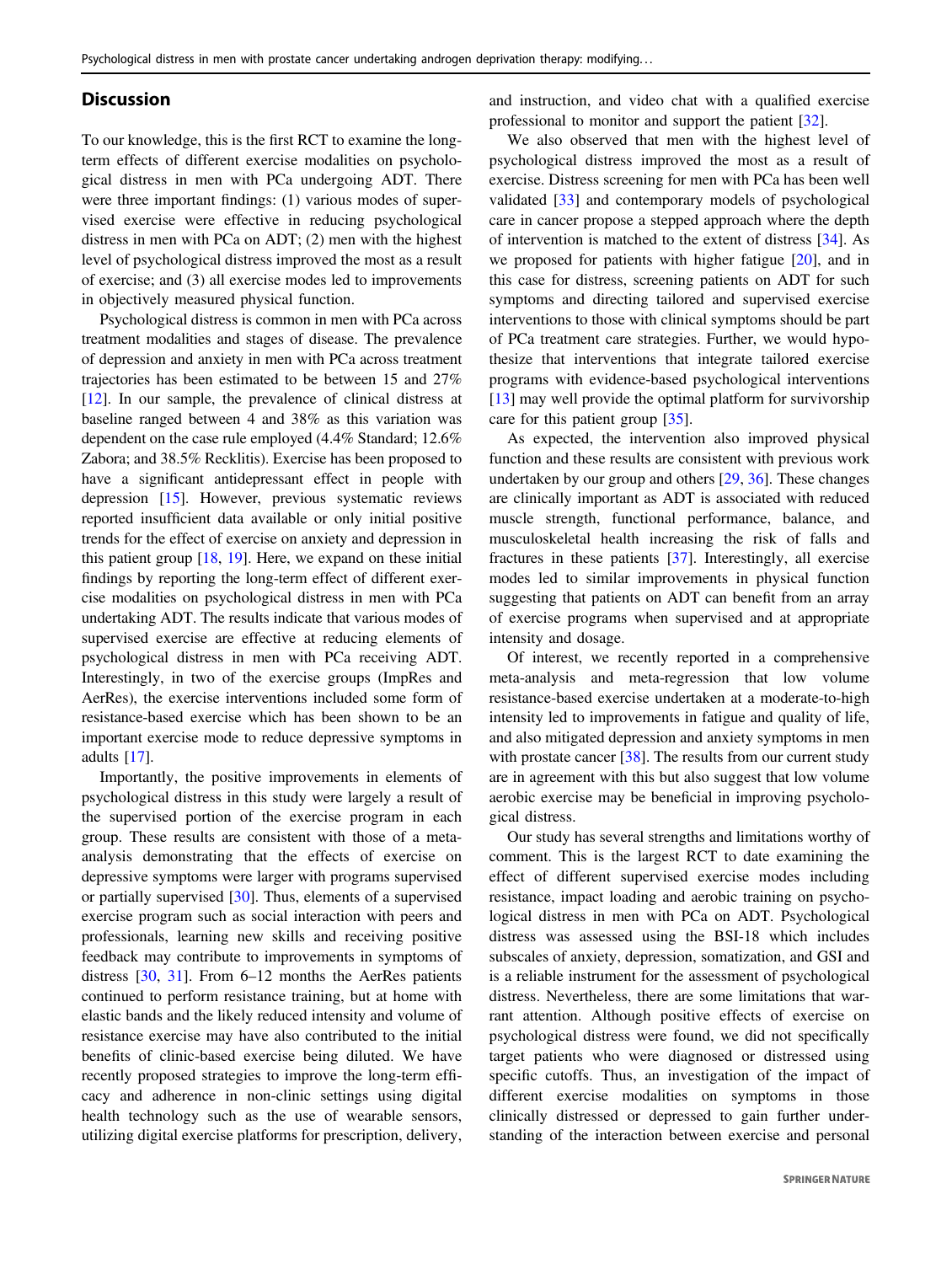## Discussion

To our knowledge, this is the first RCT to examine the long-term effects of different exercise modalities on psychological distress in men with PCa undergoing ADT. There were three important findings: (1) various modes of supervised exercise were effective in reducing psychological distress in men with PCa on ADT; (2) men with the highest level of psychological distress improved the most as a result of exercise; and (3) all exercise modes led to improvements in objectively measured physical function.

Psychological distress is common in men with PCa across treatment modalities and stages of disease. The prevalence of depression and anxiety in men with PCa across treatment trajectories has been estimated to be between 15 and 27% [12]. In our sample, the prevalence of clinical distress at baseline ranged between 4 and 38% as this variation was dependent on the case rule employed (4.4% Standard; 12.6% Zabora; and 38.5% Recklitis). Exercise has been proposed to have a significant antidepressant effect in people with depression [15]. However, previous systematic reviews reported insufficient data available or only initial positive trends for the effect of exercise on anxiety and depression in this patient group [18, 19]. Here, we expand on these initial findings by reporting the long-term effect of different exercise modalities on psychological distress in men with PCa undertaking ADT. The results indicate that various modes of supervised exercise are effective at reducing elements of psychological distress in men with PCa receiving ADT. Interestingly, in two of the exercise groups (ImpRes and AerRes), the exercise interventions included some form of resistance-based exercise which has been shown to be an important exercise mode to reduce depressive symptoms in adults [17].

Importantly, the positive improvements in elements of psychological distress in this study were largely a result of the supervised portion of the exercise program in each group. These results are consistent with those of a meta-analysis demonstrating that the effects of exercise on depressive symptoms were larger with programs supervised or partially supervised [30]. Thus, elements of a supervised exercise program such as social interaction with peers and professionals, learning new skills and receiving positive feedback may contribute to improvements in symptoms of distress [30, 31]. From 6–12 months the AerRes patients continued to perform resistance training, but at home with elastic bands and the likely reduced intensity and volume of resistance exercise may have also contributed to the initial benefits of clinic-based exercise being diluted. We have recently proposed strategies to improve the long-term efficacy and adherence in non-clinic settings using digital health technology such as the use of wearable sensors, utilizing digital exercise platforms for prescription, delivery, and instruction, and video chat with a qualified exercise professional to monitor and support the patient [32].

We also observed that men with the highest level of psychological distress improved the most as a result of exercise. Distress screening for men with PCa has been well validated [33] and contemporary models of psychological care in cancer propose a stepped approach where the depth of intervention is matched to the extent of distress [34]. As we proposed for patients with higher fatigue [20], and in this case for distress, screening patients on ADT for such symptoms and directing tailored and supervised exercise interventions to those with clinical symptoms should be part of PCa treatment care strategies. Further, we would hypothesize that interventions that integrate tailored exercise programs with evidence-based psychological interventions [13] may well provide the optimal platform for survivorship care for this patient group [35].

As expected, the intervention also improved physical function and these results are consistent with previous work undertaken by our group and others [29, 36]. These changes are clinically important as ADT is associated with reduced muscle strength, functional performance, balance, and musculoskeletal health increasing the risk of falls and fractures in these patients [37]. Interestingly, all exercise modes led to similar improvements in physical function suggesting that patients on ADT can benefit from an array of exercise programs when supervised and at appropriate intensity and dosage.

Of interest, we recently reported in a comprehensive meta-analysis and meta-regression that low volume resistance-based exercise undertaken at a moderate-to-high intensity led to improvements in fatigue and quality of life, and also mitigated depression and anxiety symptoms in men with prostate cancer [38]. The results from our current study are in agreement with this but also suggest that low volume aerobic exercise may be beneficial in improving psychological distress.

Our study has several strengths and limitations worthy of comment. This is the largest RCT to date examining the effect of different supervised exercise modes including resistance, impact loading and aerobic training on psychological distress in men with PCa on ADT. Psychological distress was assessed using the BSI-18 which includes subscales of anxiety, depression, somatization, and GSI and is a reliable instrument for the assessment of psychological distress. Nevertheless, there are some limitations that warrant attention. Although positive effects of exercise on psychological distress were found, we did not specifically target patients who were diagnosed or distressed using specific cutoffs. Thus, an investigation of the impact of different exercise modalities on symptoms in those clinically distressed or depressed to gain further understanding of the interaction between exercise and personal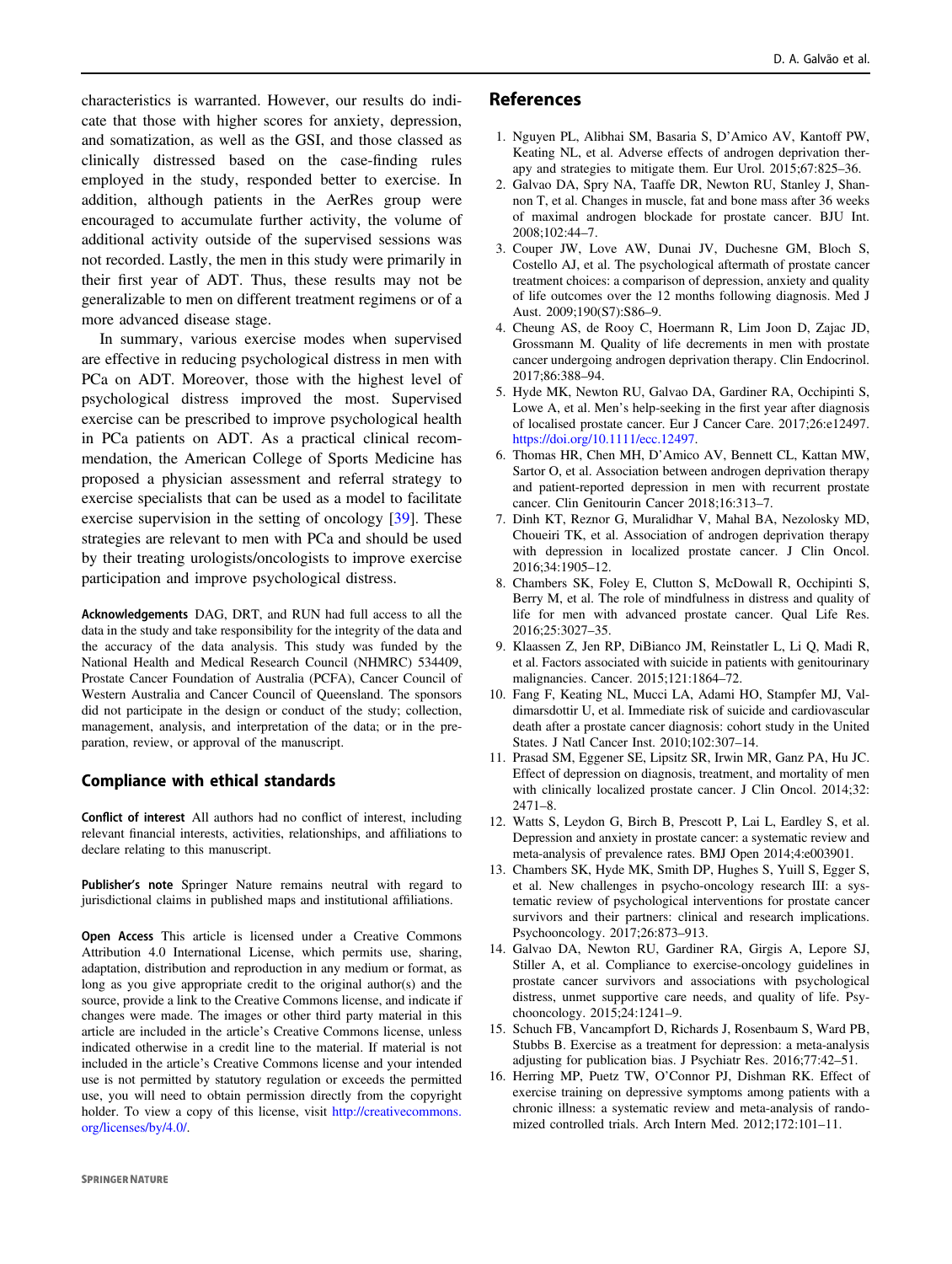characteristics is warranted. However, our results do indicate that those with higher scores for anxiety, depression, and somatization, as well as the GSI, and those classed as clinically distressed based on the case-finding rules employed in the study, responded better to exercise. In addition, although patients in the AerRes group were encouraged to accumulate further activity, the volume of additional activity outside of the supervised sessions was not recorded. Lastly, the men in this study were primarily in their first year of ADT. Thus, these results may not be generalizable to men on different treatment regimens or of a more advanced disease stage.

In summary, various exercise modes when supervised are effective in reducing psychological distress in men with PCa on ADT. Moreover, those with the highest level of psychological distress improved the most. Supervised exercise can be prescribed to improve psychological health in PCa patients on ADT. As a practical clinical recommendation, the American College of Sports Medicine has proposed a physician assessment and referral strategy to exercise specialists that can be used as a model to facilitate exercise supervision in the setting of oncology [39]. These strategies are relevant to men with PCa and should be used by their treating urologists/oncologists to improve exercise participation and improve psychological distress.

**Acknowledgements** DAG, DRT, and RUN had full access to all the data in the study and take responsibility for the integrity of the data and the accuracy of the data analysis. This study was funded by the National Health and Medical Research Council (NHMRC) 534409, Prostate Cancer Foundation of Australia (PCFA), Cancer Council of Western Australia and Cancer Council of Queensland. The sponsors did not participate in the design or conduct of the study; collection, management, analysis, and interpretation of the data; or in the preparation, review, or approval of the manuscript.

## Compliance with ethical standards

**Conflict of interest** All authors had no conflict of interest, including relevant financial interests, activities, relationships, and affiliations to declare relating to this manuscript.

**Publisher's note** Springer Nature remains neutral with regard to jurisdictional claims in published maps and institutional affiliations.

**Open Access** This article is licensed under a Creative Commons Attribution 4.0 International License, which permits use, sharing, adaptation, distribution and reproduction in any medium or format, as long as you give appropriate credit to the original author(s) and the source, provide a link to the Creative Commons license, and indicate if changes were made. The images or other third party material in this article are included in the article's Creative Commons license, unless indicated otherwise in a credit line to the material. If material is not included in the article's Creative Commons license and your intended use is not permitted by statutory regulation or exceeds the permitted use, you will need to obtain permission directly from the copyright holder. To view a copy of this license, visit http://creativecommons.org/licenses/by/4.0/.

## References

1. Nguyen PL, Alibhai SM, Basaria S, D'Amico AV, Kantoff PW, Keating NL, et al. Adverse effects of androgen deprivation therapy and strategies to mitigate them. Eur Urol. 2015;67:825–36.
2. Galvao DA, Spry NA, Taaffe DR, Newton RU, Stanley J, Shannon T, et al. Changes in muscle, fat and bone mass after 36 weeks of maximal androgen blockade for prostate cancer. BJU Int. 2008;102:44–7.
3. Couper JW, Love AW, Dunai JV, Duchesne GM, Bloch S, Costello AJ, et al. The psychological aftermath of prostate cancer treatment choices: a comparison of depression, anxiety and quality of life outcomes over the 12 months following diagnosis. Med J Aust. 2009;190(S7):S86–9.
4. Cheung AS, de Rooy C, Hoermann R, Lim Joon D, Zajac JD, Grossmann M. Quality of life decrements in men with prostate cancer undergoing androgen deprivation therapy. Clin Endocrinol. 2017;86:388–94.
5. Hyde MK, Newton RU, Galvao DA, Gardiner RA, Occhipinti S, Lowe A, et al. Men's help-seeking in the first year after diagnosis of localised prostate cancer. Eur J Cancer Care. 2017;26:e12497. https://doi.org/10.1111/ecc.12497.
6. Thomas HR, Chen MH, D'Amico AV, Bennett CL, Kattan MW, Sartor O, et al. Association between androgen deprivation therapy and patient-reported depression in men with recurrent prostate cancer. Clin Genitourin Cancer 2018;16:313–7.
7. Dinh KT, Reznor G, Muralidhar V, Mahal BA, Nezolosky MD, Choueiri TK, et al. Association of androgen deprivation therapy with depression in localized prostate cancer. J Clin Oncol. 2016;34:1905–12.
8. Chambers SK, Foley E, Clutton S, McDowall R, Occhipinti S, Berry M, et al. The role of mindfulness in distress and quality of life for men with advanced prostate cancer. Qual Life Res. 2016;25:3027–35.
9. Klaassen Z, Jen RP, DiBianco JM, Reinstatler L, Li Q, Madi R, et al. Factors associated with suicide in patients with genitourinary malignancies. Cancer. 2015;121:1864–72.
10. Fang F, Keating NL, Mucci LA, Adami HO, Stampfer MJ, Valdimarsdottir U, et al. Immediate risk of suicide and cardiovascular death after a prostate cancer diagnosis: cohort study in the United States. J Natl Cancer Inst. 2010;102:307–14.
11. Prasad SM, Eggener SE, Lipsitz SR, Irwin MR, Ganz PA, Hu JC. Effect of depression on diagnosis, treatment, and mortality of men with clinically localized prostate cancer. J Clin Oncol. 2014;32:2471–8.
12. Watts S, Leydon G, Birch B, Prescott P, Lai L, Eardley S, et al. Depression and anxiety in prostate cancer: a systematic review and meta-analysis of prevalence rates. BMJ Open 2014;4:e003901.
13. Chambers SK, Hyde MK, Smith DP, Hughes S, Yuill S, Egger S, et al. New challenges in psycho-oncology research III: a systematic review of psychological interventions for prostate cancer survivors and their partners: clinical and research implications. Psychooncology. 2017;26:873–913.
14. Galvao DA, Newton RU, Gardiner RA, Girgis A, Lepore SJ, Stiller A, et al. Compliance to exercise-oncology guidelines in prostate cancer survivors and associations with psychological distress, unmet supportive care needs, and quality of life. Psychooncology. 2015;24:1241–9.
15. Schuch FB, Vancampfort D, Richards J, Rosenbaum S, Ward PB, Stubbs B. Exercise as a treatment for depression: a meta-analysis adjusting for publication bias. J Psychiatr Res. 2016;77:42–51.
16. Herring MP, Puetz TW, O'Connor PJ, Dishman RK. Effect of exercise training on depressive symptoms among patients with a chronic illness: a systematic review and meta-analysis of randomized controlled trials. Arch Intern Med. 2012;172:101–11.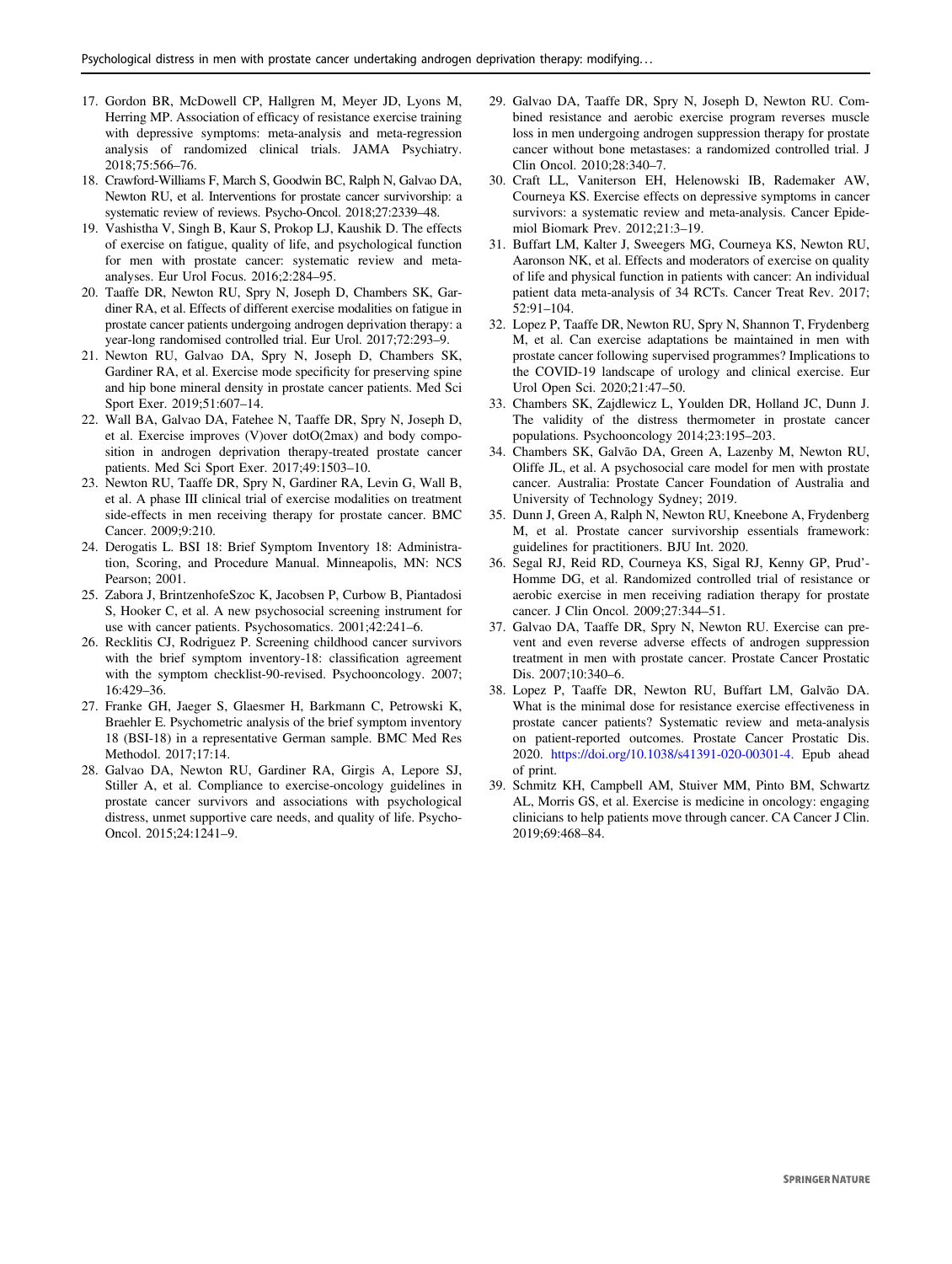17. Gordon BR, McDowell CP, Hallgren M, Meyer JD, Lyons M, Herring MP. Association of efficacy of resistance exercise training with depressive symptoms: meta-analysis and meta-regression analysis of randomized clinical trials. JAMA Psychiatry. 2018;75:566–76.
18. Crawford-Williams F, March S, Goodwin BC, Ralph N, Galvao DA, Newton RU, et al. Interventions for prostate cancer survivorship: a systematic review of reviews. Psycho-Oncol. 2018;27:2339–48.
19. Vashistha V, Singh B, Kaur S, Prokop LJ, Kaushik D. The effects of exercise on fatigue, quality of life, and psychological function for men with prostate cancer: systematic review and meta-analyses. Eur Urol Focus. 2016;2:284–95.
20. Taaffe DR, Newton RU, Spry N, Joseph D, Chambers SK, Gardiner RA, et al. Effects of different exercise modalities on fatigue in prostate cancer patients undergoing androgen deprivation therapy: a year-long randomised controlled trial. Eur Urol. 2017;72:293–9.
21. Newton RU, Galvao DA, Spry N, Joseph D, Chambers SK, Gardiner RA, et al. Exercise mode specificity for preserving spine and hip bone mineral density in prostate cancer patients. Med Sci Sport Exer. 2019;51:607–14.
22. Wall BA, Galvao DA, Fatehee N, Taaffe DR, Spry N, Joseph D, et al. Exercise improves (V)over dotO(2max) and body composition in androgen deprivation therapy-treated prostate cancer patients. Med Sci Sport Exer. 2017;49:1503–10.
23. Newton RU, Taaffe DR, Spry N, Gardiner RA, Levin G, Wall B, et al. A phase III clinical trial of exercise modalities on treatment side-effects in men receiving therapy for prostate cancer. BMC Cancer. 2009;9:210.
24. Derogatis L. BSI 18: Brief Symptom Inventory 18: Administration, Scoring, and Procedure Manual. Minneapolis, MN: NCS Pearson; 2001.
25. Zabora J, BrintzenhofeSzoc K, Jacobsen P, Curbow B, Piantadosi S, Hooker C, et al. A new psychosocial screening instrument for use with cancer patients. Psychosomatics. 2001;42:241–6.
26. Recklitis CJ, Rodriguez P. Screening childhood cancer survivors with the brief symptom inventory-18: classification agreement with the symptom checklist-90-revised. Psychooncology. 2007; 16:429–36.
27. Franke GH, Jaeger S, Glaesmer H, Barkmann C, Petrowski K, Braehler E. Psychometric analysis of the brief symptom inventory 18 (BSI-18) in a representative German sample. BMC Med Res Methodol. 2017;17:14.
28. Galvao DA, Newton RU, Gardiner RA, Girgis A, Lepore SJ, Stiller A, et al. Compliance to exercise-oncology guidelines in prostate cancer survivors and associations with psychological distress, unmet supportive care needs, and quality of life. Psycho-Oncol. 2015;24:1241–9.
29. Galvao DA, Taaffe DR, Spry N, Joseph D, Newton RU. Combined resistance and aerobic exercise program reverses muscle loss in men undergoing androgen suppression therapy for prostate cancer without bone metastases: a randomized controlled trial. J Clin Oncol. 2010;28:340–7.
30. Craft LL, Vaniterson EH, Helenowski IB, Rademaker AW, Courneya KS. Exercise effects on depressive symptoms in cancer survivors: a systematic review and meta-analysis. Cancer Epidemiol Biomark Prev. 2012;21:3–19.
31. Buffart LM, Kalter J, Sweegers MG, Courneya KS, Newton RU, Aaronson NK, et al. Effects and moderators of exercise on quality of life and physical function in patients with cancer: An individual patient data meta-analysis of 34 RCTs. Cancer Treat Rev. 2017; 52:91–104.
32. Lopez P, Taaffe DR, Newton RU, Spry N, Shannon T, Frydenberg M, et al. Can exercise adaptations be maintained in men with prostate cancer following supervised programmes? Implications to the COVID-19 landscape of urology and clinical exercise. Eur Urol Open Sci. 2020;21:47–50.
33. Chambers SK, Zajdlewicz L, Youlden DR, Holland JC, Dunn J. The validity of the distress thermometer in prostate cancer populations. Psychooncology 2014;23:195–203.
34. Chambers SK, Galvão DA, Green A, Lazenby M, Newton RU, Oliffe JL, et al. A psychosocial care model for men with prostate cancer. Australia: Prostate Cancer Foundation of Australia and University of Technology Sydney; 2019.
35. Dunn J, Green A, Ralph N, Newton RU, Kneebone A, Frydenberg M, et al. Prostate cancer survivorship essentials framework: guidelines for practitioners. BJU Int. 2020.
36. Segal RJ, Reid RD, Courneya KS, Sigal RJ, Kenny GP, Prud'-Homme DG, et al. Randomized controlled trial of resistance or aerobic exercise in men receiving radiation therapy for prostate cancer. J Clin Oncol. 2009;27:344–51.
37. Galvao DA, Taaffe DR, Spry N, Newton RU. Exercise can prevent and even reverse adverse effects of androgen suppression treatment in men with prostate cancer. Prostate Cancer Prostatic Dis. 2007;10:340–6.
38. Lopez P, Taaffe DR, Newton RU, Buffart LM, Galvão DA. What is the minimal dose for resistance exercise effectiveness in prostate cancer patients? Systematic review and meta-analysis on patient-reported outcomes. Prostate Cancer Prostatic Dis. 2020. https://doi.org/10.1038/s41391-020-00301-4. Epub ahead of print.
39. Schmitz KH, Campbell AM, Stuiver MM, Pinto BM, Schwartz AL, Morris GS, et al. Exercise is medicine in oncology: engaging clinicians to help patients move through cancer. CA Cancer J Clin. 2019;69:468–84.